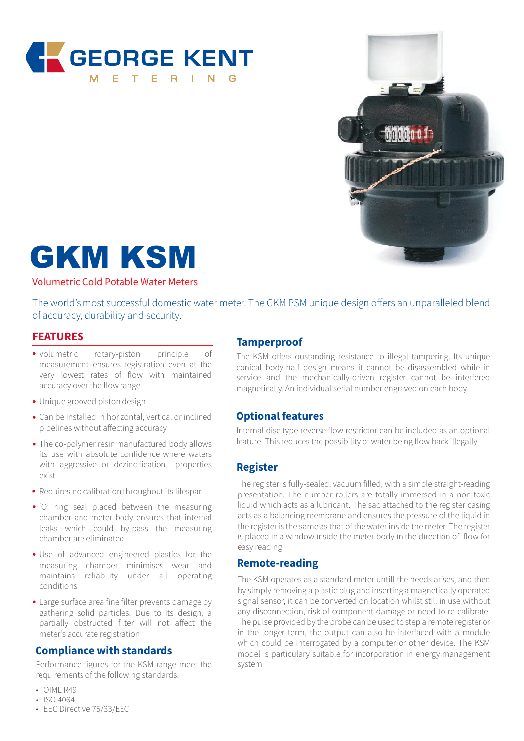GEORGE KENT
METERING

# GKM KSM

Volumetric Cold Potable Water Meters

The world's most successful domestic water meter. The GKM PSM unique design offers an unparalleled blend of accuracy, durability and security.

## FEATURES

- Volumetric rotary-piston principle of measurement ensures registration even at the very lowest rates of flow with maintained accuracy over the flow range
- Unique grooved piston design
- Can be installed in horizontal, vertical or inclined pipelines without affecting accuracy
- The co-polymer resin manufactured body allows its use with absolute confidence where waters with aggressive or dezincification properties exist
- Requires no calibration throughout its lifespan
- 'O' ring seal placed between the measuring chamber and meter body ensures that internal leaks which could by-pass the measuring chamber are eliminated
- Use of advanced engineered plastics for the measuring chamber minimises wear and maintains reliability under all operating conditions
- Large surface area fine filter prevents damage by gathering solid particles. Due to its design, a partially obstructed filter will not affect the meter's accurate registration

## Compliance with standards

Performance figures for the KSM range meet the requirements of the following standards:

- OIML R49
- ISO 4064
- EEC Directive 75/33/EEC

## Tamperproof

The KSM offers oustanding resistance to illegal tampering. Its unique conical body-half design means it cannot be disassembled while in service and the mechanically-driven register cannot be interfered magnetically. An individual serial number engraved on each body

## Optional features

Internal disc-type reverse flow restrictor can be included as an optional feature. This reduces the possibility of water being flow back illegally

## Register

The register is fully-sealed, vacuum filled, with a simple straight-reading presentation. The number rollers are totally immersed in a non-toxic liquid which acts as a lubricant. The sac attached to the register casing acts as a balancing membrane and ensures the pressure of the liquid in the register is the same as that of the water inside the meter. The register is placed in a window inside the meter body in the direction of flow for easy reading

## Remote-reading

The KSM operates as a standard meter untill the needs arises, and then by simply removing a plastic plug and inserting a magnetically operated signal sensor, it can be converted on location whilst still in use without any disconnection, risk of component damage or need to re-calibrate. The pulse provided by the probe can be used to step a remote register or in the longer term, the output can also be interfaced with a module which could be interrogated by a computer or other device. The KSM model is particulary suitable for incorporation in energy management system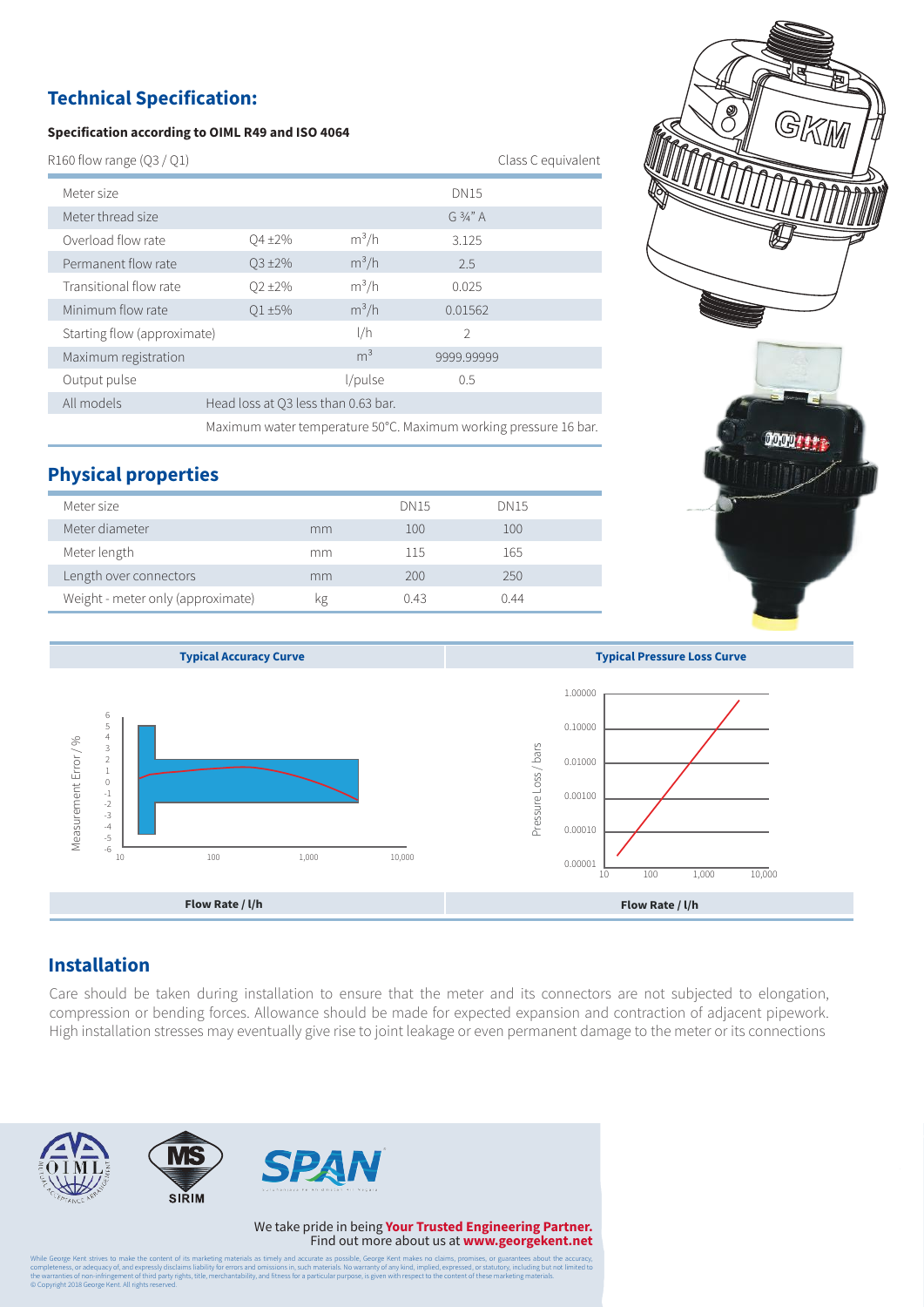## Technical Specification:

**Specification according to OIML R49 and ISO 4064**

| R160 flow range (Q3 / Q1) | | | Class C equivalent |
|---|---|---|---|
| Meter size | | | DN15 |
| Meter thread size | | | G ¾" A |
| Overload flow rate | Q4 ±2% | $m^3/h$ | 3.125 |
| Permanent flow rate | Q3 ±2% | $m^3/h$ | 2.5 |
| Transitional flow rate | Q2 ±2% | $m^3/h$ | 0.025 |
| Minimum flow rate | Q1 ±5% | $m^3/h$ | 0.01562 |
| Starting flow (approximate) | | l/h | 2 |
| Maximum registration | | $m^3$ | 9999.99999 |
| Output pulse | | l/pulse | 0.5 |
| All models | Head loss at Q3 less than 0.63 bar. | | |
| | Maximum water temperature 50°C. Maximum working pressure 16 bar. | | |

## Physical properties

| Meter size | | DN15 | DN15 |
|---|---|---|---|
| Meter diameter | mm | 100 | 100 |
| Meter length | mm | 115 | 165 |
| Length over connectors | mm | 200 | 250 |
| Weight - meter only (approximate) | kg | 0.43 | 0.44 |

**Typical Accuracy Curve**

Measurement Error / %

6
5
4
3
2
1
0
-1
-2
-3
-4
-5
-6

10
100
1,000
10,000

**Flow Rate / l/h**

**Typical Pressure Loss Curve**

Pressure Loss / bars

1.00000
0.10000
0.01000
0.00100
0.00010
0.00001

10
100
1,000
10,000

**Flow Rate / l/h**

## Installation

Care should be taken during installation to ensure that the meter and its connectors are not subjected to elongation, compression or bending forces. Allowance should be made for expected expansion and contraction of adjacent pipework. High installation stresses may eventually give rise to joint leakage or even permanent damage to the meter or its connections

We take pride in being **Your Trusted Engineering Partner.**
Find out more about us at **www.georgekent.net**

While George Kent strives to make the content of its marketing materials as timely and accurate as possible, George Kent makes no claims, promises, or guarantees about the accuracy, completeness, or adequacy of, and expressly disclaims liability for errors and omissions in, such materials. No warranty of any kind, implied, expressed, or statutory, including but not limited to the warranties of non-infringement of third party rights, title, merchantability, and fitness for a particular purpose, is given with respect to the content of these marketing materials.
© Copyright 2018 George Kent. All rights reserved.